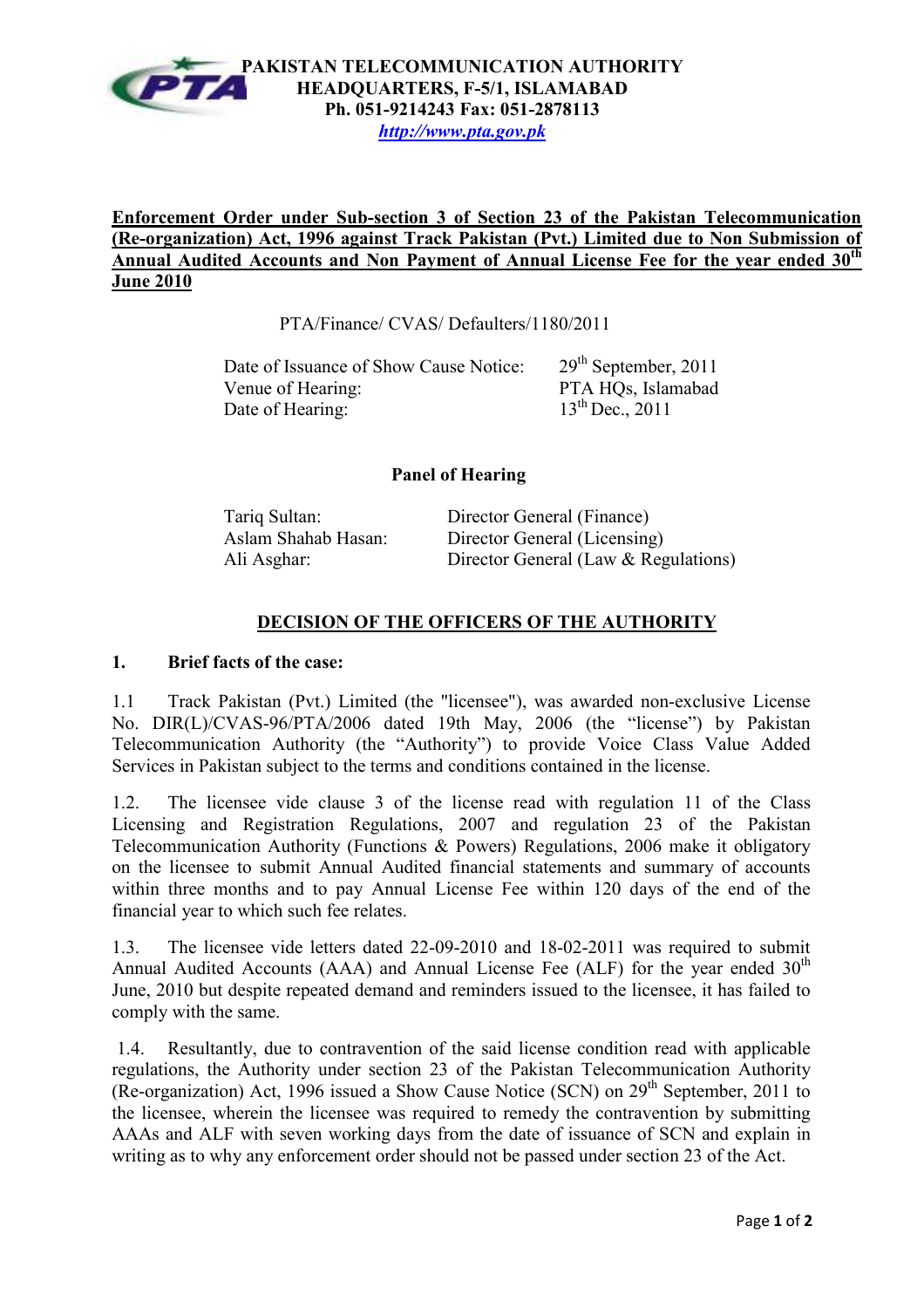**PAKISTAN TELECOMMUNICATION AUTHORITY**
**HEADQUARTERS, F-5/1, ISLAMABAD**
**Ph. 051-9214243 Fax: 051-2878113**
***http://www.pta.gov.pk***

**Enforcement Order under Sub-section 3 of Section 23 of the Pakistan Telecommunication (Re-organization) Act, 1996 against Track Pakistan (Pvt.) Limited due to Non Submission of Annual Audited Accounts and Non Payment of Annual License Fee for the year ended 30th June 2010**

PTA/Finance/ CVAS/ Defaulters/1180/2011

| | |
|---|---|
| Date of Issuance of Show Cause Notice: | 29th September, 2011 |
| Venue of Hearing: | PTA HQs, Islamabad |
| Date of Hearing: | 13th Dec., 2011 |

**Panel of Hearing**

| | |
|---|---|
| Tariq Sultan: | Director General (Finance) |
| Aslam Shahab Hasan: | Director General (Licensing) |
| Ali Asghar: | Director General (Law & Regulations) |

## DECISION OF THE OFFICERS OF THE AUTHORITY

**1. Brief facts of the case:**

1.1 Track Pakistan (Pvt.) Limited (the "licensee"), was awarded non-exclusive License No. DIR(L)/CVAS-96/PTA/2006 dated 19th May, 2006 (the "license") by Pakistan Telecommunication Authority (the "Authority") to provide Voice Class Value Added Services in Pakistan subject to the terms and conditions contained in the license.

1.2. The licensee vide clause 3 of the license read with regulation 11 of the Class Licensing and Registration Regulations, 2007 and regulation 23 of the Pakistan Telecommunication Authority (Functions & Powers) Regulations, 2006 make it obligatory on the licensee to submit Annual Audited financial statements and summary of accounts within three months and to pay Annual License Fee within 120 days of the end of the financial year to which such fee relates.

1.3. The licensee vide letters dated 22-09-2010 and 18-02-2011 was required to submit Annual Audited Accounts (AAA) and Annual License Fee (ALF) for the year ended 30th June, 2010 but despite repeated demand and reminders issued to the licensee, it has failed to comply with the same.

1.4. Resultantly, due to contravention of the said license condition read with applicable regulations, the Authority under section 23 of the Pakistan Telecommunication Authority (Re-organization) Act, 1996 issued a Show Cause Notice (SCN) on 29th September, 2011 to the licensee, wherein the licensee was required to remedy the contravention by submitting AAAs and ALF with seven working days from the date of issuance of SCN and explain in writing as to why any enforcement order should not be passed under section 23 of the Act.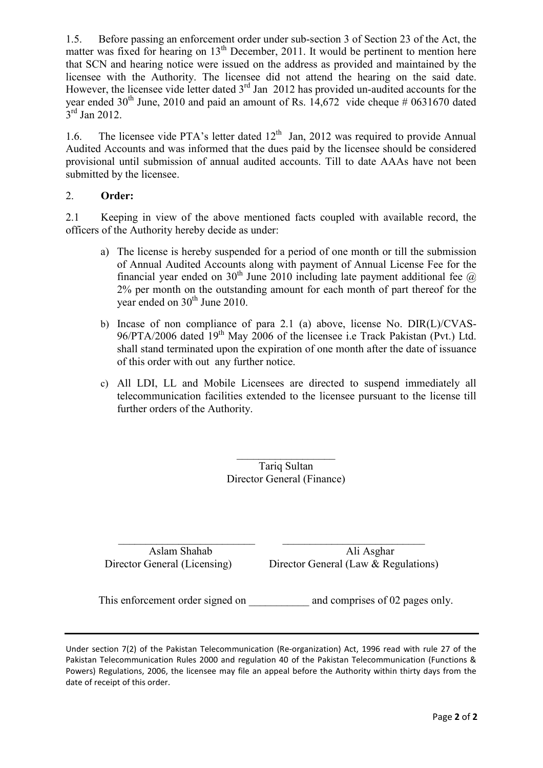1.5. Before passing an enforcement order under sub-section 3 of Section 23 of the Act, the matter was fixed for hearing on 13th December, 2011. It would be pertinent to mention here that SCN and hearing notice were issued on the address as provided and maintained by the licensee with the Authority. The licensee did not attend the hearing on the said date. However, the licensee vide letter dated 3rd Jan 2012 has provided un-audited accounts for the year ended 30th June, 2010 and paid an amount of Rs. 14,672 vide cheque # 0631670 dated 3rd Jan 2012.

1.6. The licensee vide PTA's letter dated 12th Jan, 2012 was required to provide Annual Audited Accounts and was informed that the dues paid by the licensee should be considered provisional until submission of annual audited accounts. Till to date AAAs have not been submitted by the licensee.

## 2. **Order:**

2.1 Keeping in view of the above mentioned facts coupled with available record, the officers of the Authority hereby decide as under:

a) The license is hereby suspended for a period of one month or till the submission of Annual Audited Accounts along with payment of Annual License Fee for the financial year ended on 30th June 2010 including late payment additional fee @ 2% per month on the outstanding amount for each month of part thereof for the year ended on 30th June 2010.

b) Incase of non compliance of para 2.1 (a) above, license No. DIR(L)/CVAS-96/PTA/2006 dated 19th May 2006 of the licensee i.e Track Pakistan (Pvt.) Ltd. shall stand terminated upon the expiration of one month after the date of issuance of this order with out any further notice.

c) All LDI, LL and Mobile Licensees are directed to suspend immediately all telecommunication facilities extended to the licensee pursuant to the license till further orders of the Authority.

\_\_\_\_\_\_\_\_\_\_\_\_\_\_\_\_\_\_
Tariq Sultan
Director General (Finance)

\_\_\_\_\_\_\_\_\_\_\_\_\_\_\_\_\_\_\_\_\_\_\_\_\_
Aslam Shahab
Director General (Licensing)

\_\_\_\_\_\_\_\_\_\_\_\_\_\_\_\_\_\_\_\_\_\_\_\_\_
Ali Asghar
Director General (Law & Regulations)

This enforcement order signed on \_\_\_\_\_\_\_\_\_\_\_ and comprises of 02 pages only.

---

Under section 7(2) of the Pakistan Telecommunication (Re-organization) Act, 1996 read with rule 27 of the Pakistan Telecommunication Rules 2000 and regulation 40 of the Pakistan Telecommunication (Functions & Powers) Regulations, 2006, the licensee may file an appeal before the Authority within thirty days from the date of receipt of this order.